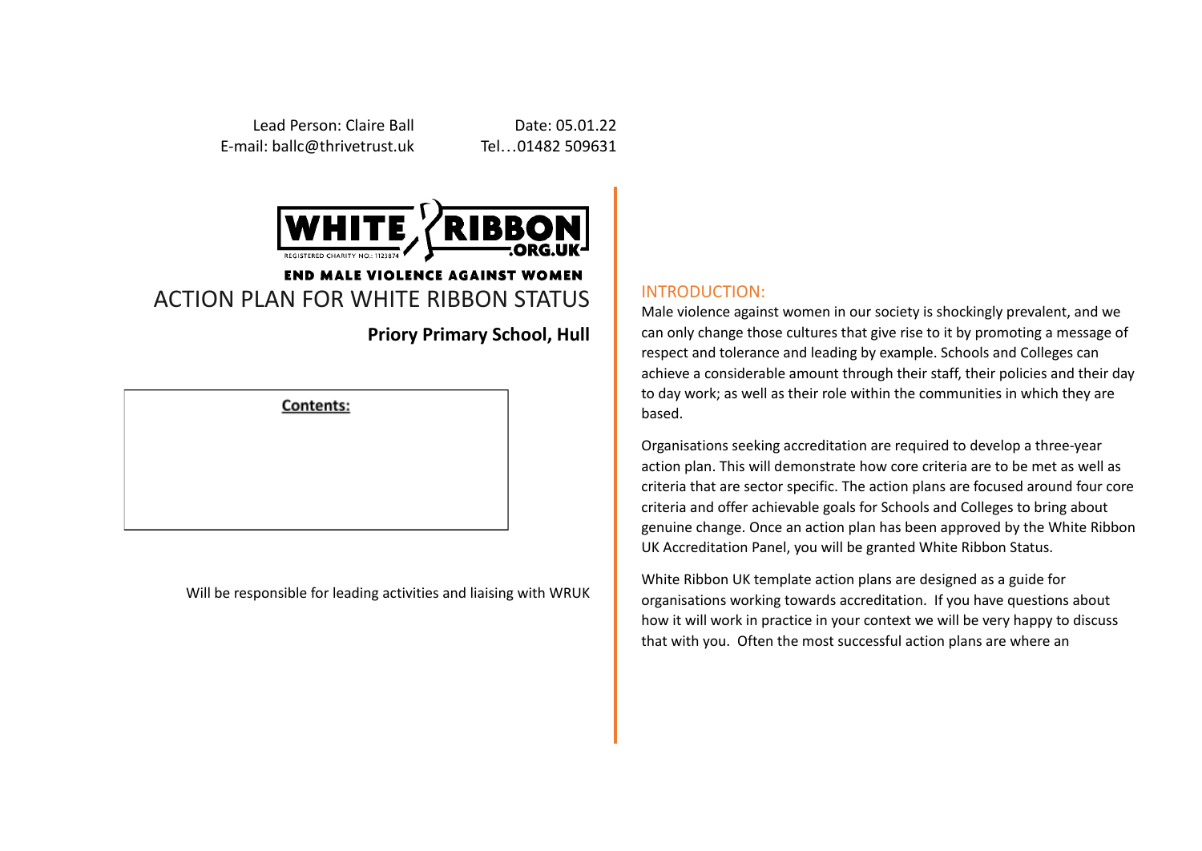Lead Person: Claire Ball
E-mail: ballc@thrivetrust.uk

Date: 05.01.22
Tel…01482 509631

WHITE RIBBON .ORG.UK
REGISTERED CHARITY NO.: 1123874

**END MALE VIOLENCE AGAINST WOMEN**

# ACTION PLAN FOR WHITE RIBBON STATUS

**Priory Primary School, Hull**

**Contents:**

Will be responsible for leading activities and liaising with WRUK

## INTRODUCTION:

Male violence against women in our society is shockingly prevalent, and we can only change those cultures that give rise to it by promoting a message of respect and tolerance and leading by example. Schools and Colleges can achieve a considerable amount through their staff, their policies and their day to day work; as well as their role within the communities in which they are based.

Organisations seeking accreditation are required to develop a three-year action plan. This will demonstrate how core criteria are to be met as well as criteria that are sector specific. The action plans are focused around four core criteria and offer achievable goals for Schools and Colleges to bring about genuine change. Once an action plan has been approved by the White Ribbon UK Accreditation Panel, you will be granted White Ribbon Status.

White Ribbon UK template action plans are designed as a guide for organisations working towards accreditation. If you have questions about how it will work in practice in your context we will be very happy to discuss that with you. Often the most successful action plans are where an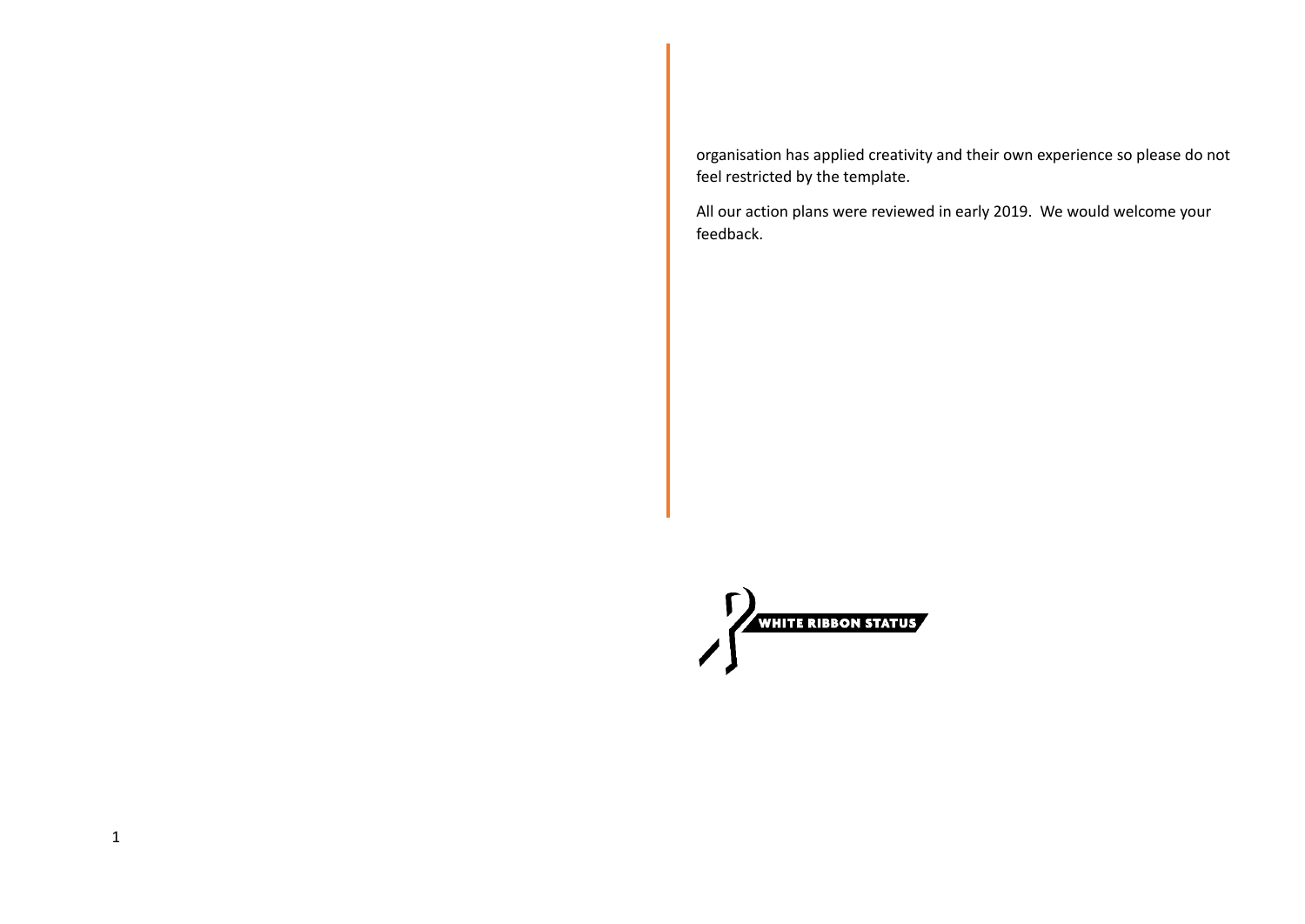organisation has applied creativity and their own experience so please do not feel restricted by the template.

All our action plans were reviewed in early 2019. We would welcome your feedback.

WHITE RIBBON STATUS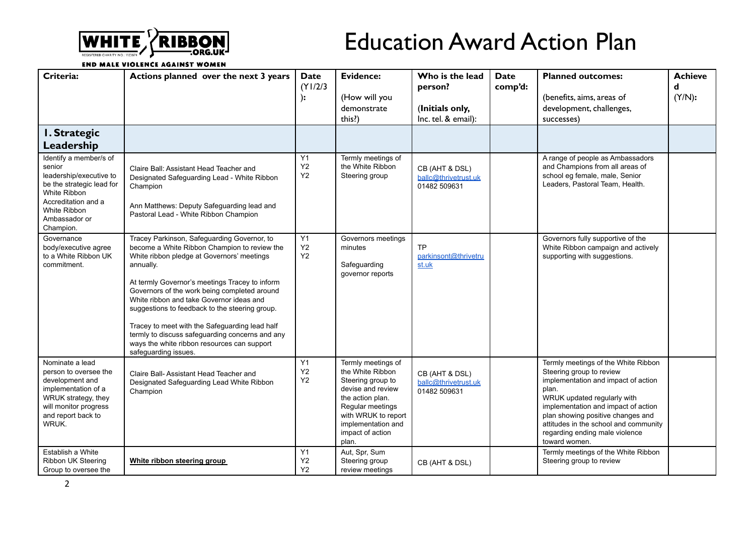WHITE RIBBON .ORG.UK

END MALE VIOLENCE AGAINST WOMEN

# Education Award Action Plan

| Criteria: | Actions planned over the next 3 years | Date (Y1/2/3): | Evidence: (How will you demonstrate this?) | Who is the lead person? (**Initials only,** Inc. tel. & email): | Date comp'd: | Planned outcomes: (benefits, aims, areas of development, challenges, successes) | Achieved (Y/N): |
|---|---|---|---|---|---|---|---|
| **1. Strategic Leadership** | | | | | | | |
| Identify a member/s of senior leadership/executive to be the strategic lead for White Ribbon Accreditation and a White Ribbon Ambassador or Champion. | Claire Ball: Assistant Head Teacher and Designated Safeguarding Lead - White Ribbon Champion<br><br>Ann Matthews: Deputy Safeguarding lead and Pastoral Lead - White Ribbon Champion | Y1 Y2 Y2 | Termly meetings of the White Ribbon Steering group | CB (AHT & DSL) ballc@thrivetrust.uk 01482 509631 | | A range of people as Ambassadors and Champions from all areas of school eg female, male, Senior Leaders, Pastoral Team, Health. | |
| Governance body/executive agree to a White Ribbon UK commitment. | Tracey Parkinson, Safeguarding Governor, to become a White Ribbon Champion to review the White ribbon pledge at Governors' meetings annually.<br><br>At termly Governor's meetings Tracey to inform Governors of the work being completed around White ribbon and take Governor ideas and suggestions to feedback to the steering group.<br><br>Tracey to meet with the Safeguarding lead half termly to discuss safeguarding concerns and any ways the white ribbon resources can support safeguarding issues. | Y1 Y2 Y2 | Governors meetings minutes<br><br>Safeguarding governor reports | TP parkinsont@thrivetrust.uk | | Governors fully supportive of the White Ribbon campaign and actively supporting with suggestions. | |
| Nominate a lead person to oversee the development and implementation of a WRUK strategy, they will monitor progress and report back to WRUK. | Claire Ball- Assistant Head Teacher and Designated Safeguarding Lead White Ribbon Champion | Y1 Y2 Y2 | Termly meetings of the White Ribbon Steering group to devise and review the action plan. Regular meetings with WRUK to report implementation and impact of action plan. | CB (AHT & DSL) ballc@thrivetrust.uk 01482 509631 | | Termly meetings of the White Ribbon Steering group to review implementation and impact of action plan.<br>WRUK updated regularly with implementation and impact of action plan showing positive changes and attitudes in the school and community regarding ending male violence toward women. | |
| Establish a White Ribbon UK Steering Group to oversee the | **White ribbon steering group** | Y1 Y2 Y2 | Aut, Spr, Sum Steering group review meetings | CB (AHT & DSL) | | Termly meetings of the White Ribbon Steering group to review | |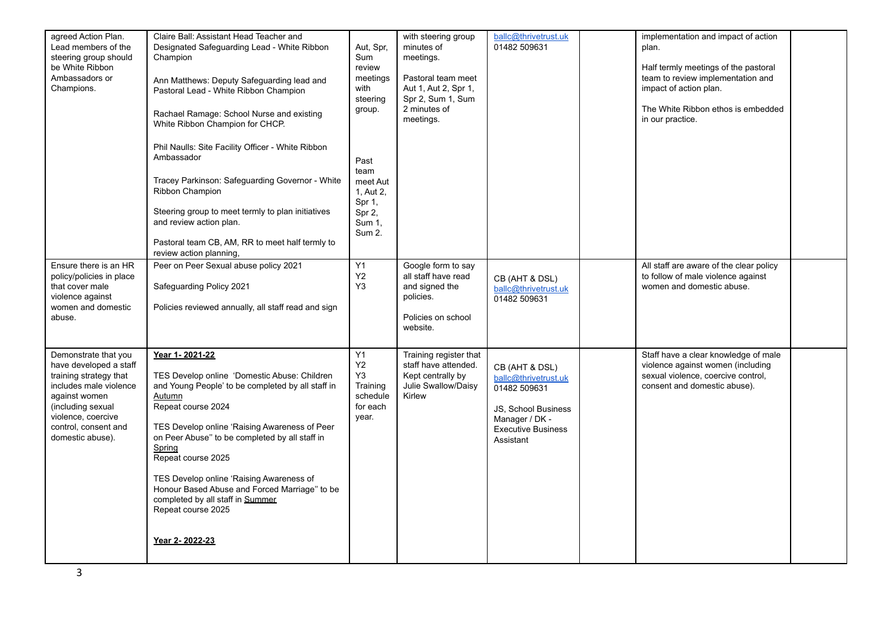| | | | | | | | |
|---|---|---|---|---|---|---|---|
| agreed Action Plan. Lead members of the steering group should be White Ribbon Ambassadors or Champions. | Claire Ball: Assistant Head Teacher and Designated Safeguarding Lead - White Ribbon Champion<br><br>Ann Matthews: Deputy Safeguarding lead and Pastoral Lead - White Ribbon Champion<br><br>Rachael Ramage: School Nurse and existing White Ribbon Champion for CHCP.<br><br>Phil Naulls: Site Facility Officer - White Ribbon Ambassador<br><br>Tracey Parkinson: Safeguarding Governor - White Ribbon Champion<br><br>Steering group to meet termly to plan initiatives and review action plan.<br><br>Pastoral team CB, AM, RR to meet half termly to review action planning, | Aut, Spr, Sum review meetings with steering group.<br><br>Past team meet Aut 1, Aut 2, Spr 1, Spr 2, Sum 1, Sum 2. | with steering group minutes of meetings.<br><br>Pastoral team meet Aut 1, Aut 2, Spr 1, Spr 2, Sum 1, Sum 2 minutes of meetings. | ballc@thrivetrust.uk 01482 509631 | | implementation and impact of action plan.<br><br>Half termly meetings of the pastoral team to review implementation and impact of action plan.<br><br>The White Ribbon ethos is embedded in our practice. | |
| Ensure there is an HR policy/policies in place that cover male violence against women and domestic abuse. | Peer on Peer Sexual abuse policy 2021<br><br>Safeguarding Policy 2021<br><br>Policies reviewed annually, all staff read and sign | Y1 Y2 Y3 | Google form to say all staff have read and signed the policies.<br><br>Policies on school website. | CB (AHT & DSL) ballc@thrivetrust.uk 01482 509631 | | All staff are aware of the clear policy to follow of male violence against women and domestic abuse. | |
| Demonstrate that you have developed a staff training strategy that includes male violence against women (including sexual violence, coercive control, consent and domestic abuse). | **Year 1- 2021-22**<br><br>TES Develop online 'Domestic Abuse: Children and Young People' to be completed by all staff in Autumn<br>Repeat course 2024<br><br>TES Develop online 'Raising Awareness of Peer on Peer Abuse'' to be completed by all staff in Spring<br>Repeat course 2025<br><br>TES Develop online 'Raising Awareness of Honour Based Abuse and Forced Marriage'' to be completed by all staff in Summer<br>Repeat course 2025<br><br>**Year 2- 2022-23** | Y1 Y2 Y3 Training schedule for each year. | Training register that staff have attended. Kept centrally by Julie Swallow/Daisy Kirlew | CB (AHT & DSL) ballc@thrivetrust.uk 01482 509631<br><br>JS, School Business Manager / DK - Executive Business Assistant | | Staff have a clear knowledge of male violence against women (including sexual violence, coercive control, consent and domestic abuse). | |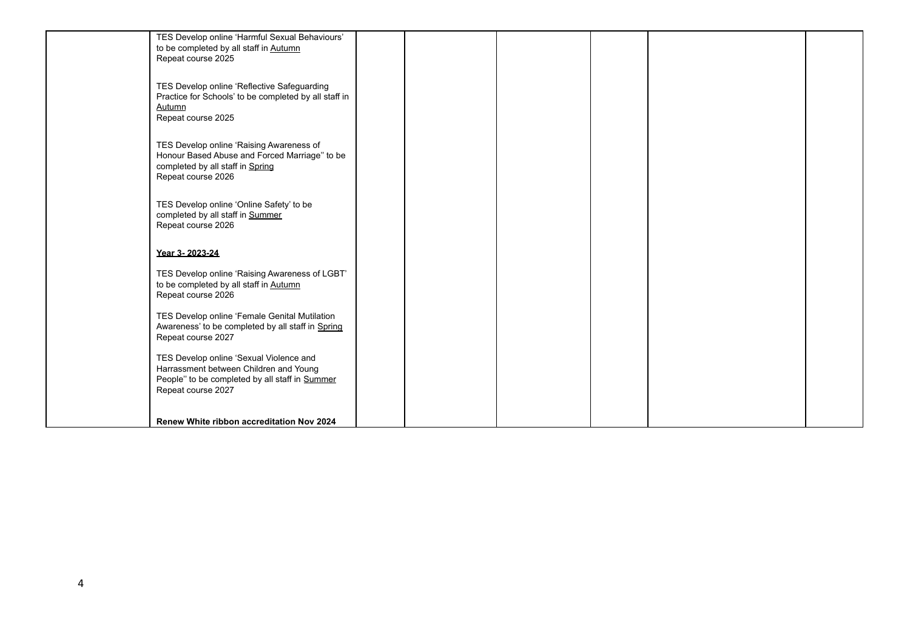|  | TES Develop online 'Harmful Sexual Behaviours' to be completed by all staff in Autumn<br>Repeat course 2025<br><br>TES Develop online 'Reflective Safeguarding Practice for Schools' to be completed by all staff in Autumn<br>Repeat course 2025<br><br>TES Develop online 'Raising Awareness of Honour Based Abuse and Forced Marriage'' to be completed by all staff in Spring<br>Repeat course 2026<br><br>TES Develop online 'Online Safety' to be completed by all staff in Summer<br>Repeat course 2026<br><br>**Year 3- 2023-24**<br><br>TES Develop online 'Raising Awareness of LGBT' to be completed by all staff in Autumn<br>Repeat course 2026<br><br>TES Develop online 'Female Genital Mutilation Awareness' to be completed by all staff in Spring<br>Repeat course 2027<br><br>TES Develop online 'Sexual Violence and Harrassment between Children and Young People'' to be completed by all staff in Summer<br>Repeat course 2027<br><br>**Renew White ribbon accreditation Nov 2024** |  |  |  |  |  |  |
|---|---|---|---|---|---|---|---|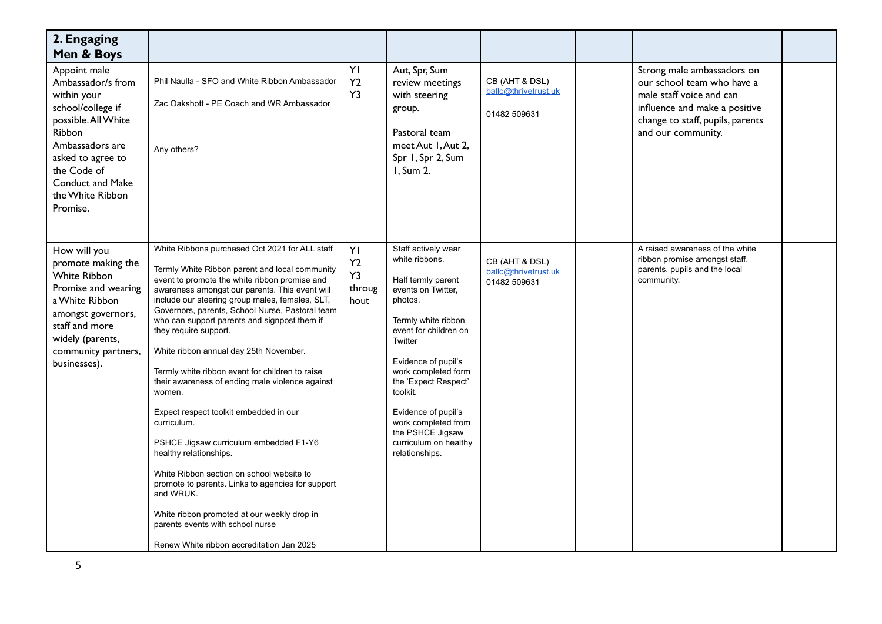| 2. Engaging Men & Boys | | | | | | | |
|---|---|---|---|---|---|---|---|
| Appoint male Ambassador/s from within your school/college if possible. All White Ribbon Ambassadors are asked to agree to the Code of Conduct and Make the White Ribbon Promise. | Phil Naulla - SFO and White Ribbon Ambassador<br><br>Zac Oakshott - PE Coach and WR Ambassador<br><br>Any others? | Y1<br>Y2<br>Y3 | Aut, Spr, Sum review meetings with steering group.<br><br>Pastoral team meet Aut 1, Aut 2, Spr 1, Spr 2, Sum 1, Sum 2. | CB (AHT & DSL)<br>ballc@thrivetrust.uk<br><br>01482 509631 | | Strong male ambassadors on our school team who have a male staff voice and can influence and make a positive change to staff, pupils, parents and our community. | |
| How will you promote making the White Ribbon Promise and wearing a White Ribbon amongst governors, staff and more widely (parents, community partners, businesses). | White Ribbons purchased Oct 2021 for ALL staff<br><br>Termly White Ribbon parent and local community event to promote the white ribbon promise and awareness amongst our parents. This event will include our steering group males, females, SLT, Governors, parents, School Nurse, Pastoral team who can support parents and signpost them if they require support.<br><br>White ribbon annual day 25th November.<br><br>Termly white ribbon event for children to raise their awareness of ending male violence against women.<br><br>Expect respect toolkit embedded in our curriculum.<br><br>PSHCE Jigsaw curriculum embedded F1-Y6 healthy relationships.<br><br>White Ribbon section on school website to promote to parents. Links to agencies for support and WRUK.<br><br>White ribbon promoted at our weekly drop in parents events with school nurse<br><br>Renew White ribbon accreditation Jan 2025 | Y1<br>Y2<br>Y3<br>throughout | Staff actively wear white ribbons.<br><br>Half termly parent events on Twitter, photos.<br><br>Termly white ribbon event for children on Twitter<br><br>Evidence of pupil's work completed form the 'Expect Respect' toolkit.<br><br>Evidence of pupil's work completed from the PSHCE Jigsaw curriculum on healthy relationships. | CB (AHT & DSL)<br>ballc@thrivetrust.uk<br>01482 509631 | | A raised awareness of the white ribbon promise amongst staff, parents, pupils and the local community. | |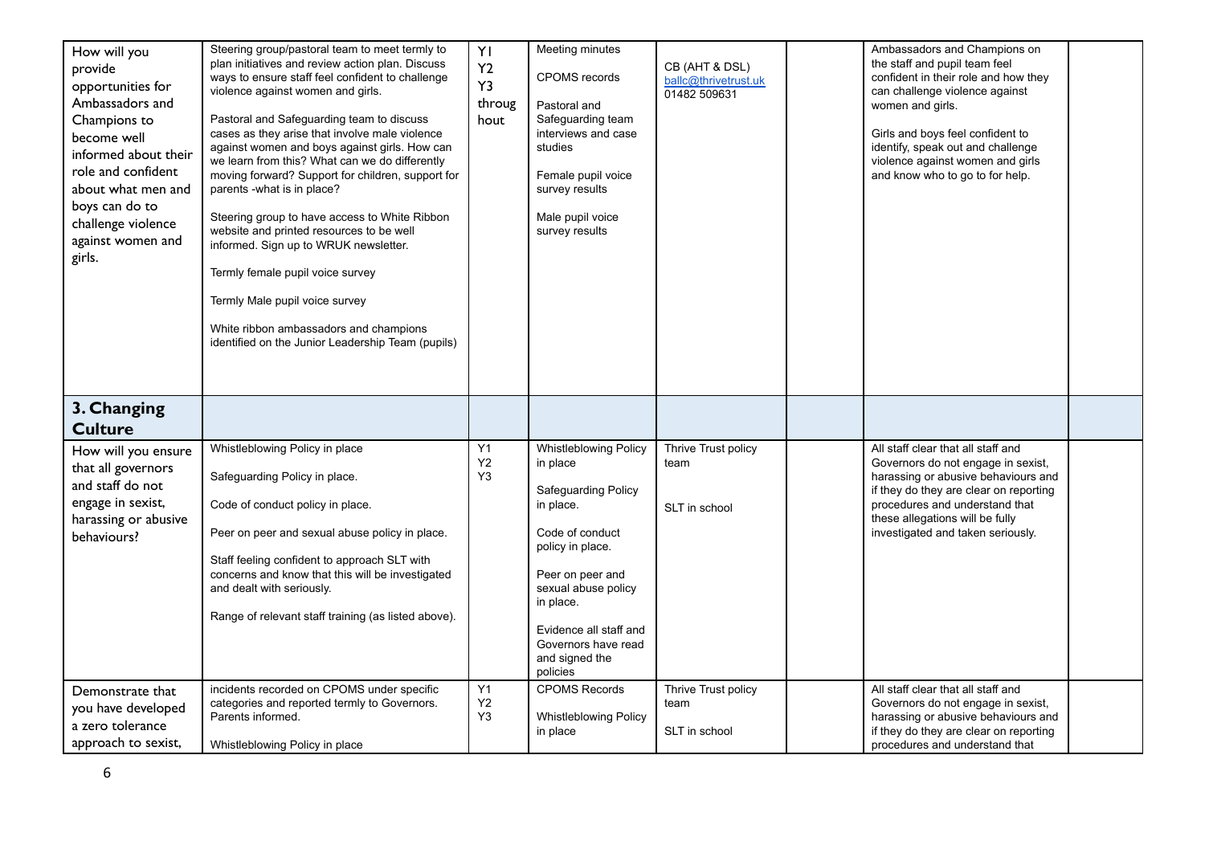| | | | | | | | |
|---|---|---|---|---|---|---|---|
| How will you provide opportunities for Ambassadors and Champions to become well informed about their role and confident about what men and boys can do to challenge violence against women and girls. | Steering group/pastoral team to meet termly to plan initiatives and review action plan. Discuss ways to ensure staff feel confident to challenge violence against women and girls.<br><br>Pastoral and Safeguarding team to discuss cases as they arise that involve male violence against women and boys against girls. How can we learn from this? What can we do differently moving forward? Support for children, support for parents -what is in place?<br><br>Steering group to have access to White Ribbon website and printed resources to be well informed. Sign up to WRUK newsletter.<br><br>Termly female pupil voice survey<br><br>Termly Male pupil voice survey<br><br>White ribbon ambassadors and champions identified on the Junior Leadership Team (pupils) | Y1<br>Y2<br>Y3<br>throughout | Meeting minutes<br><br>CPOMS records<br><br>Pastoral and Safeguarding team interviews and case studies<br><br>Female pupil voice survey results<br><br>Male pupil voice survey results | CB (AHT & DSL)<br>ballc@thrivetrust.uk<br>01482 509631 | | Ambassadors and Champions on the staff and pupil team feel confident in their role and how they can challenge violence against women and girls.<br><br>Girls and boys feel confident to identify, speak out and challenge violence against women and girls and know who to go to for help. | |
| **3. Changing Culture** | | | | | | | |
| How will you ensure that all governors and staff do not engage in sexist, harassing or abusive behaviours? | Whistleblowing Policy in place<br><br>Safeguarding Policy in place.<br><br>Code of conduct policy in place.<br><br>Peer on peer and sexual abuse policy in place.<br><br>Staff feeling confident to approach SLT with concerns and know that this will be investigated and dealt with seriously.<br><br>Range of relevant staff training (as listed above). | Y1<br>Y2<br>Y3 | Whistleblowing Policy in place<br><br>Safeguarding Policy in place.<br><br>Code of conduct policy in place.<br><br>Peer on peer and sexual abuse policy in place.<br><br>Evidence all staff and Governors have read and signed the policies | Thrive Trust policy team<br><br>SLT in school | | All staff clear that all staff and Governors do not engage in sexist, harassing or abusive behaviours and if they do they are clear on reporting procedures and understand that these allegations will be fully investigated and taken seriously. | |
| Demonstrate that you have developed a zero tolerance approach to sexist, | incidents recorded on CPOMS under specific categories and reported termly to Governors. Parents informed.<br><br>Whistleblowing Policy in place | Y1<br>Y2<br>Y3 | CPOMS Records<br><br>Whistleblowing Policy in place | Thrive Trust policy team<br><br>SLT in school | | All staff clear that all staff and Governors do not engage in sexist, harassing or abusive behaviours and if they do they are clear on reporting procedures and understand that | |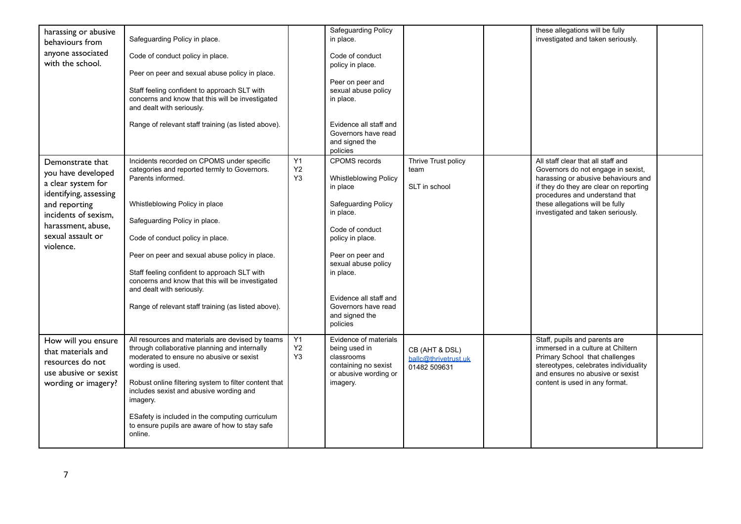| | | | | | | | |
|---|---|---|---|---|---|---|---|
| harassing or abusive behaviours from anyone associated with the school. | Safeguarding Policy in place.<br><br>Code of conduct policy in place.<br><br>Peer on peer and sexual abuse policy in place.<br><br>Staff feeling confident to approach SLT with concerns and know that this will be investigated and dealt with seriously.<br><br>Range of relevant staff training (as listed above). | | Safeguarding Policy in place.<br><br>Code of conduct policy in place.<br><br>Peer on peer and sexual abuse policy in place.<br><br>Evidence all staff and Governors have read and signed the policies | | | these allegations will be fully investigated and taken seriously. | |
| Demonstrate that you have developed a clear system for identifying, assessing and reporting incidents of sexism, harassment, abuse, sexual assault or violence. | Incidents recorded on CPOMS under specific categories and reported termly to Governors. Parents informed.<br><br>Whistleblowing Policy in place<br><br>Safeguarding Policy in place.<br><br>Code of conduct policy in place.<br><br>Peer on peer and sexual abuse policy in place.<br><br>Staff feeling confident to approach SLT with concerns and know that this will be investigated and dealt with seriously.<br><br>Range of relevant staff training (as listed above). | Y1<br>Y2<br>Y3 | CPOMS records<br><br>Whistleblowing Policy in place<br><br>Safeguarding Policy in place.<br><br>Code of conduct policy in place.<br><br>Peer on peer and sexual abuse policy in place.<br><br>Evidence all staff and Governors have read and signed the policies | Thrive Trust policy team<br><br>SLT in school | | All staff clear that all staff and Governors do not engage in sexist, harassing or abusive behaviours and if they do they are clear on reporting procedures and understand that these allegations will be fully investigated and taken seriously. | |
| How will you ensure that materials and resources do not use abusive or sexist wording or imagery? | All resources and materials are devised by teams through collaborative planning and internally moderated to ensure no abusive or sexist wording is used.<br><br>Robust online filtering system to filter content that includes sexist and abusive wording and imagery.<br><br>ESafety is included in the computing curriculum to ensure pupils are aware of how to stay safe online. | Y1<br>Y2<br>Y3 | Evidence of materials being used in classrooms containing no sexist or abusive wording or imagery. | CB (AHT & DSL)<br>ballc@thrivetrust.uk<br>01482 509631 | | Staff, pupils and parents are immersed in a culture at Chiltern Primary School that challenges stereotypes, celebrates individuality and ensures no abusive or sexist content is used in any format. | |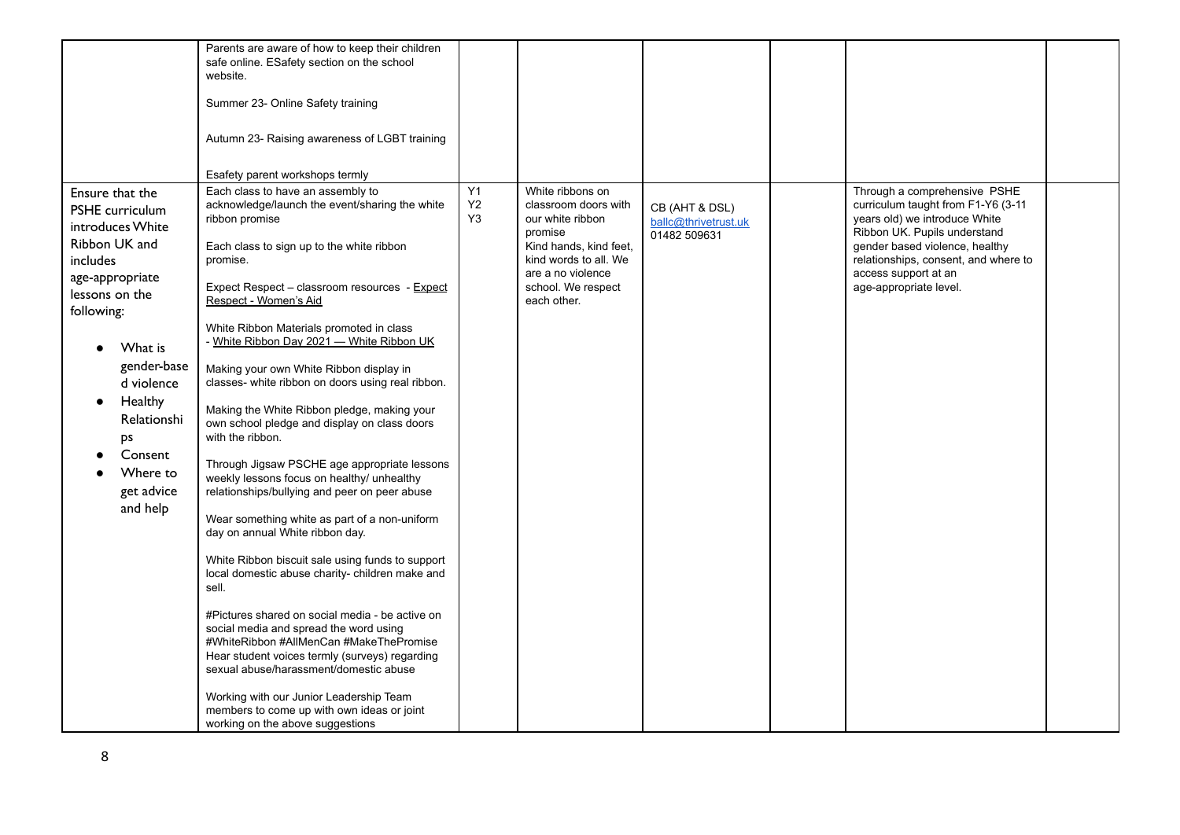| | | | | | | | |
|---|---|---|---|---|---|---|---|
| | Parents are aware of how to keep their children safe online. ESafety section on the school website.<br><br>Summer 23- Online Safety training<br><br>Autumn 23- Raising awareness of LGBT training<br><br>Esafety parent workshops termly | | | | | | |
| Ensure that the PSHE curriculum introduces White Ribbon UK and includes age-appropriate lessons on the following:<br><br>• What is gender-based violence<br>• Healthy Relationships<br>• Consent<br>• Where to get advice and help | Each class to have an assembly to acknowledge/launch the event/sharing the white ribbon promise<br><br>Each class to sign up to the white ribbon promise.<br><br>Expect Respect – classroom resources - Expect Respect - Women's Aid<br><br>White Ribbon Materials promoted in class - White Ribbon Day 2021 — White Ribbon UK<br><br>Making your own White Ribbon display in classes- white ribbon on doors using real ribbon.<br><br>Making the White Ribbon pledge, making your own school pledge and display on class doors with the ribbon.<br><br>Through Jigsaw PSCHE age appropriate lessons weekly lessons focus on healthy/ unhealthy relationships/bullying and peer on peer abuse<br><br>Wear something white as part of a non-uniform day on annual White ribbon day.<br><br>White Ribbon biscuit sale using funds to support local domestic abuse charity- children make and sell.<br><br>#Pictures shared on social media - be active on social media and spread the word using #WhiteRibbon #AllMenCan #MakeThePromise<br>Hear student voices termly (surveys) regarding sexual abuse/harassment/domestic abuse<br><br>Working with our Junior Leadership Team members to come up with own ideas or joint working on the above suggestions | Y1<br>Y2<br>Y3 | White ribbons on classroom doors with our white ribbon promise<br>Kind hands, kind feet, kind words to all. We are a no violence school. We respect each other. | CB (AHT & DSL)<br>ballc@thrivetrust.uk<br>01482 509631 | | Through a comprehensive PSHE curriculum taught from F1-Y6 (3-11 years old) we introduce White Ribbon UK. Pupils understand gender based violence, healthy relationships, consent, and where to access support at an age-appropriate level. | |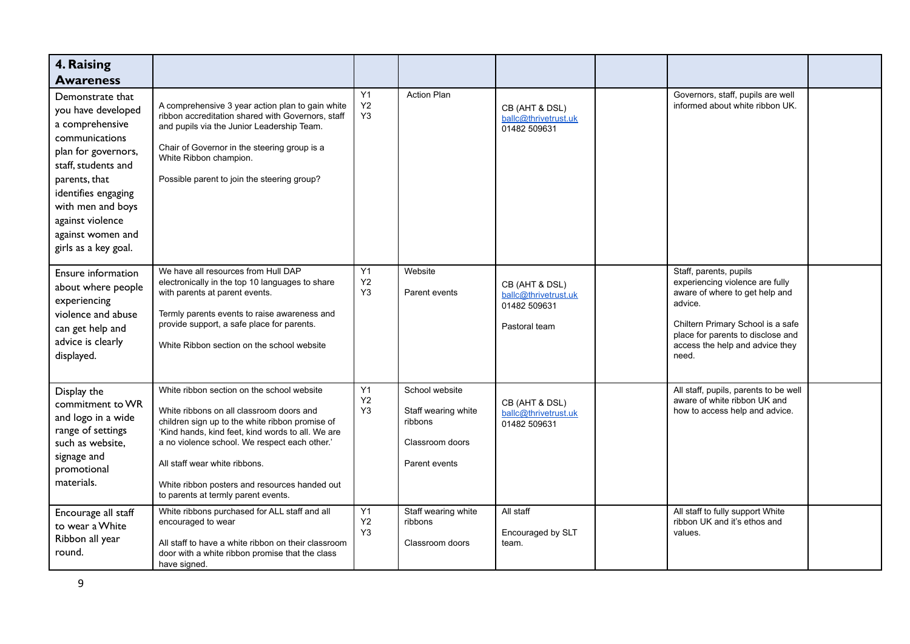| **4. Raising Awareness** | | | | | | | |
|---|---|---|---|---|---|---|---|
| Demonstrate that you have developed a comprehensive communications plan for governors, staff, students and parents, that identifies engaging with men and boys against violence against women and girls as a key goal. | A comprehensive 3 year action plan to gain white ribbon accreditation shared with Governors, staff and pupils via the Junior Leadership Team.<br><br>Chair of Governor in the steering group is a White Ribbon champion.<br><br>Possible parent to join the steering group? | Y1<br>Y2<br>Y3 | Action Plan | CB (AHT & DSL)<br>ballc@thrivetrust.uk<br>01482 509631 | | Governors, staff, pupils are well informed about white ribbon UK. | |
| Ensure information about where people experiencing violence and abuse can get help and advice is clearly displayed. | We have all resources from Hull DAP electronically in the top 10 languages to share with parents at parent events.<br><br>Termly parents events to raise awareness and provide support, a safe place for parents.<br><br>White Ribbon section on the school website | Y1<br>Y2<br>Y3 | Website<br><br>Parent events | CB (AHT & DSL)<br>ballc@thrivetrust.uk<br>01482 509631<br><br>Pastoral team | | Staff, parents, pupils experiencing violence are fully aware of where to get help and advice.<br><br>Chiltern Primary School is a safe place for parents to disclose and access the help and advice they need. | |
| Display the commitment to WR and logo in a wide range of settings such as website, signage and promotional materials. | White ribbon section on the school website<br><br>White ribbons on all classroom doors and children sign up to the white ribbon promise of 'Kind hands, kind feet, kind words to all. We are a no violence school. We respect each other.'<br><br>All staff wear white ribbons.<br><br>White ribbon posters and resources handed out to parents at termly parent events. | Y1<br>Y2<br>Y3 | School website<br><br>Staff wearing white ribbons<br><br>Classroom doors<br><br>Parent events | CB (AHT & DSL)<br>ballc@thrivetrust.uk<br>01482 509631 | | All staff, pupils, parents to be well aware of white ribbon UK and how to access help and advice. | |
| Encourage all staff to wear a White Ribbon all year round. | White ribbons purchased for ALL staff and all encouraged to wear<br><br>All staff to have a white ribbon on their classroom door with a white ribbon promise that the class have signed. | Y1<br>Y2<br>Y3 | Staff wearing white ribbons<br><br>Classroom doors | All staff<br><br>Encouraged by SLT team. | | All staff to fully support White ribbon UK and it's ethos and values. | |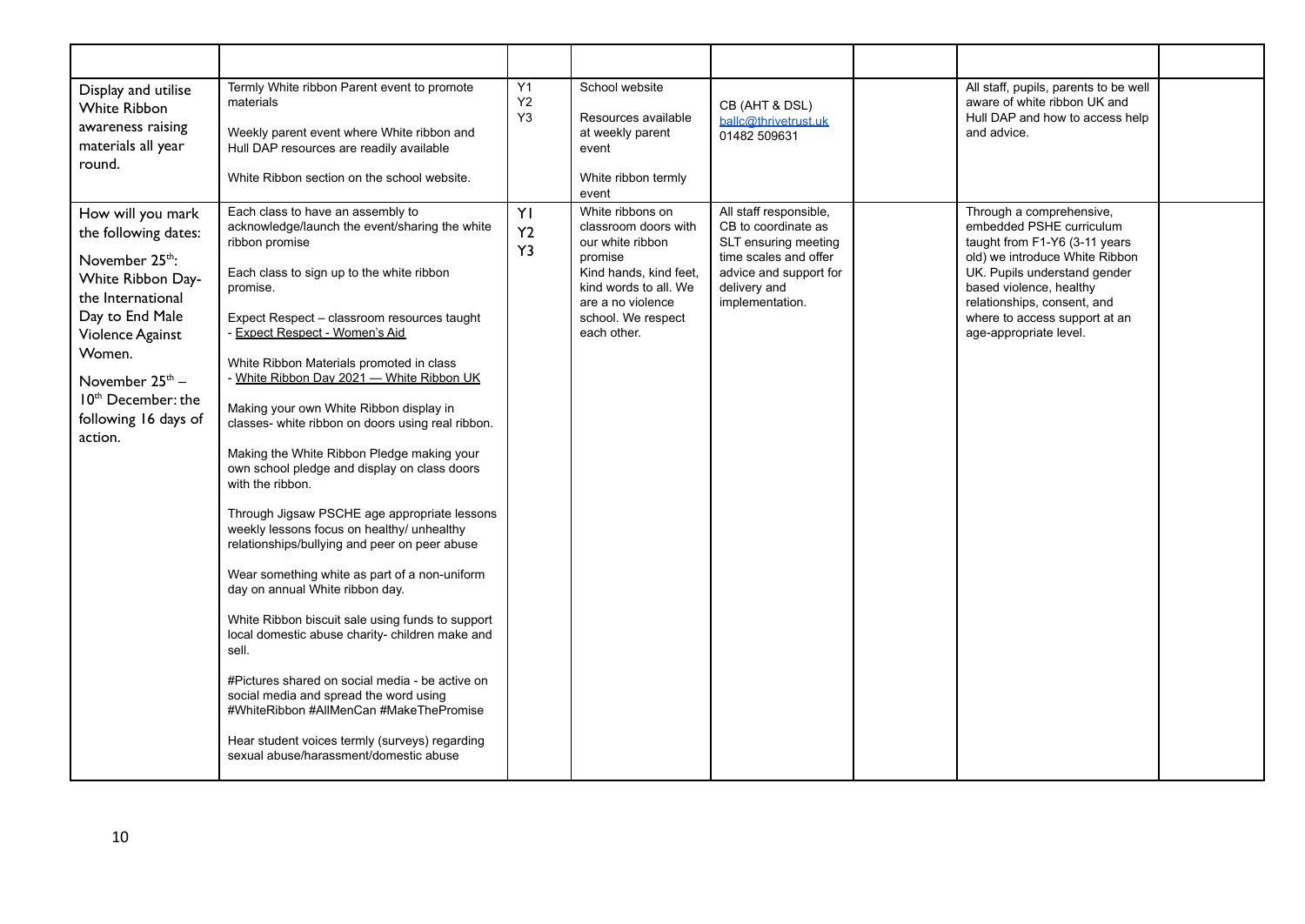|  |  |  |  |  |  |  |  |
|---|---|---|---|---|---|---|---|
| Display and utilise White Ribbon awareness raising materials all year round. | Termly White ribbon Parent event to promote materials<br><br>Weekly parent event where White ribbon and Hull DAP resources are readily available<br><br>White Ribbon section on the school website. | Y1<br>Y2<br>Y3 | School website<br><br>Resources available at weekly parent event<br><br>White ribbon termly event | CB (AHT & DSL)<br>ballc@thrivetrust.uk<br>01482 509631 |  | All staff, pupils, parents to be well aware of white ribbon UK and Hull DAP and how to access help and advice. |  |
| How will you mark the following dates:<br><br>November 25th: White Ribbon Day- the International Day to End Male Violence Against Women.<br><br>November 25th – 10th December: the following 16 days of action. | Each class to have an assembly to acknowledge/launch the event/sharing the white ribbon promise<br><br>Each class to sign up to the white ribbon promise.<br><br>Expect Respect – classroom resources taught - Expect Respect - Women's Aid<br><br>White Ribbon Materials promoted in class - White Ribbon Day 2021 — White Ribbon UK<br><br>Making your own White Ribbon display in classes- white ribbon on doors using real ribbon.<br><br>Making the White Ribbon Pledge making your own school pledge and display on class doors with the ribbon.<br><br>Through Jigsaw PSCHE age appropriate lessons weekly lessons focus on healthy/ unhealthy relationships/bullying and peer on peer abuse<br><br>Wear something white as part of a non-uniform day on annual White ribbon day.<br><br>White Ribbon biscuit sale using funds to support local domestic abuse charity- children make and sell.<br><br>#Pictures shared on social media - be active on social media and spread the word using #WhiteRibbon #AllMenCan #MakeThePromise<br><br>Hear student voices termly (surveys) regarding sexual abuse/harassment/domestic abuse | Y1<br>Y2<br>Y3 | White ribbons on classroom doors with our white ribbon promise<br>Kind hands, kind feet, kind words to all. We are a no violence school. We respect each other. | All staff responsible, CB to coordinate as SLT ensuring meeting time scales and offer advice and support for delivery and implementation. |  | Through a comprehensive, embedded PSHE curriculum taught from F1-Y6 (3-11 years old) we introduce White Ribbon UK. Pupils understand gender based violence, healthy relationships, consent, and where to access support at an age-appropriate level. |  |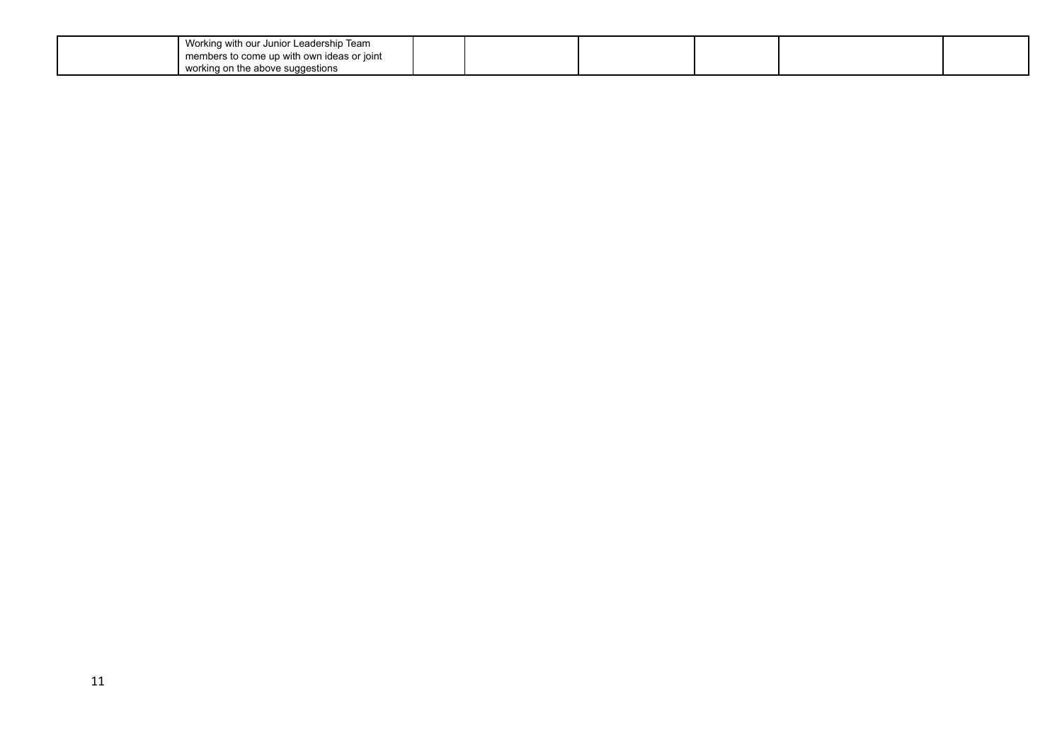| | | | | | | | |
|---|---|---|---|---|---|---|---|
| | Working with our Junior Leadership Team members to come up with own ideas or joint working on the above suggestions | | | | | | |